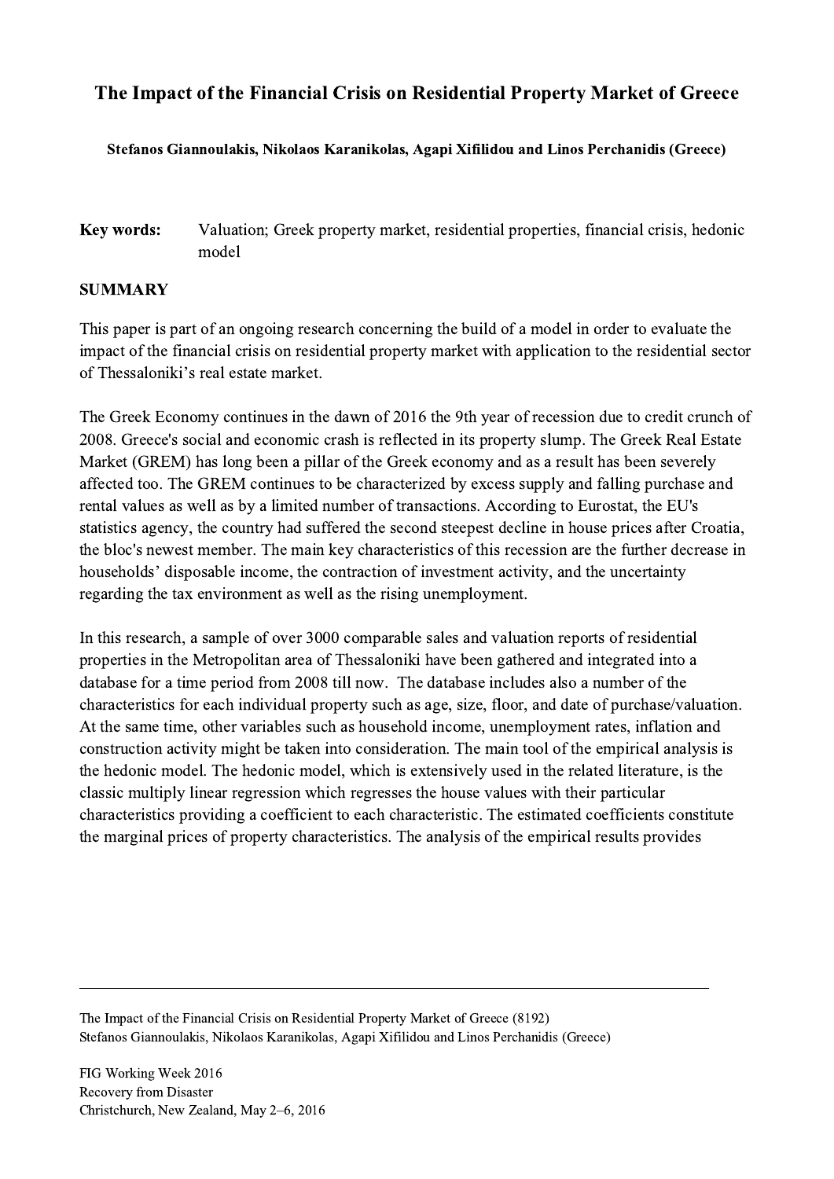# The Impact of the Financial Crisis on Residential Property Market of Greece

**Stefanos Giannoulakis, Nikolaos Karanikolas, Agapi Xifilidou and Linos Perchanidis (Greece)**

**Key words:** Valuation; Greek property market, residential properties, financial crisis, hedonic model

## SUMMARY

This paper is part of an ongoing research concerning the build of a model in order to evaluate the impact of the financial crisis on residential property market with application to the residential sector of Thessaloniki's real estate market.

The Greek Economy continues in the dawn of 2016 the 9th year of recession due to credit crunch of 2008. Greece's social and economic crash is reflected in its property slump. The Greek Real Estate Market (GREM) has long been a pillar of the Greek economy and as a result has been severely affected too. The GREM continues to be characterized by excess supply and falling purchase and rental values as well as by a limited number of transactions. According to Eurostat, the EU's statistics agency, the country had suffered the second steepest decline in house prices after Croatia, the bloc's newest member. The main key characteristics of this recession are the further decrease in households' disposable income, the contraction of investment activity, and the uncertainty regarding the tax environment as well as the rising unemployment.

In this research, a sample of over 3000 comparable sales and valuation reports of residential properties in the Metropolitan area of Thessaloniki have been gathered and integrated into a database for a time period from 2008 till now. The database includes also a number of the characteristics for each individual property such as age, size, floor, and date of purchase/valuation. At the same time, other variables such as household income, unemployment rates, inflation and construction activity might be taken into consideration. The main tool of the empirical analysis is the hedonic model. The hedonic model, which is extensively used in the related literature, is the classic multiply linear regression which regresses the house values with their particular characteristics providing a coefficient to each characteristic. The estimated coefficients constitute the marginal prices of property characteristics. The analysis of the empirical results provides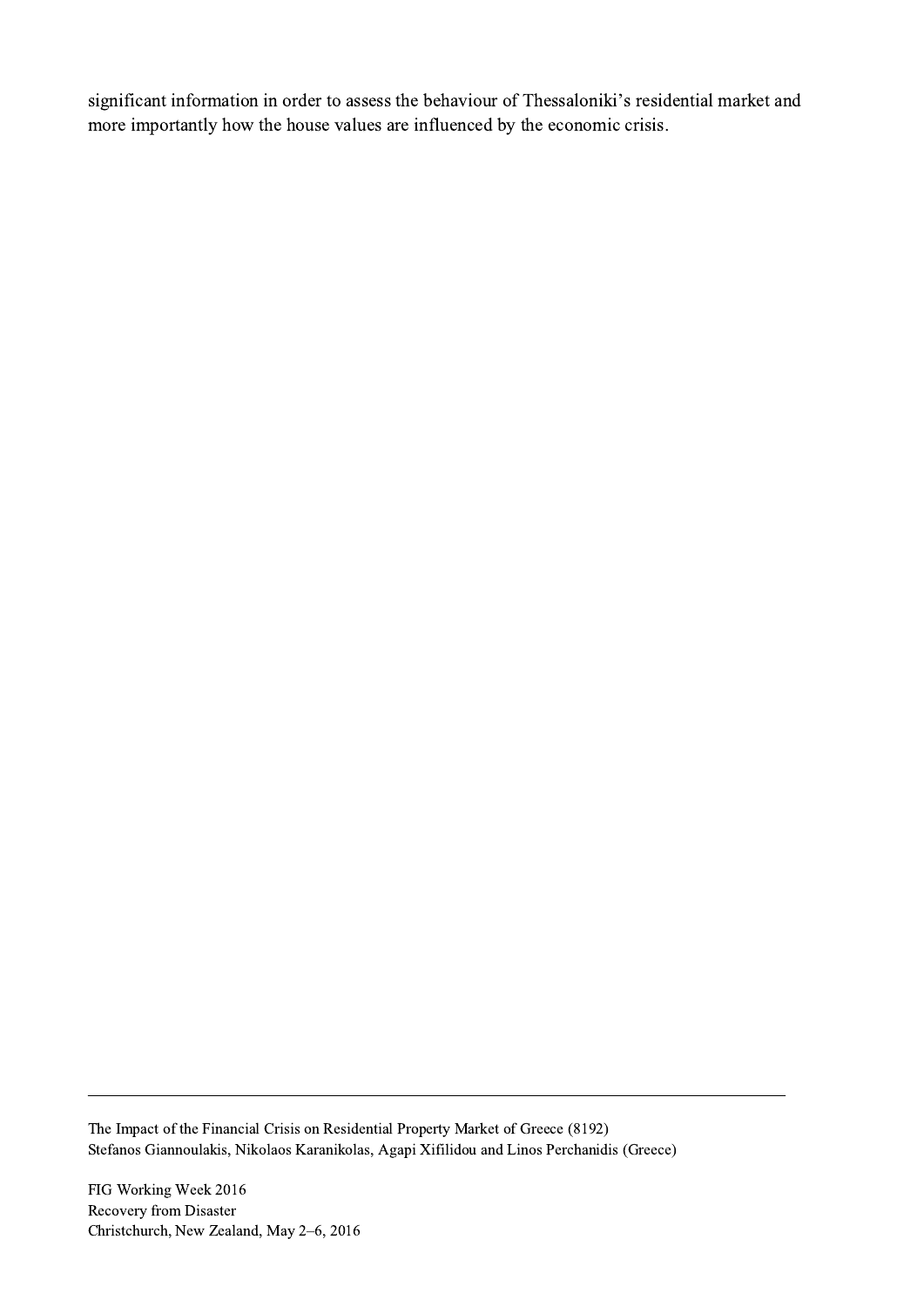significant information in order to assess the behaviour of Thessaloniki's residential market and more importantly how the house values are influenced by the economic crisis.